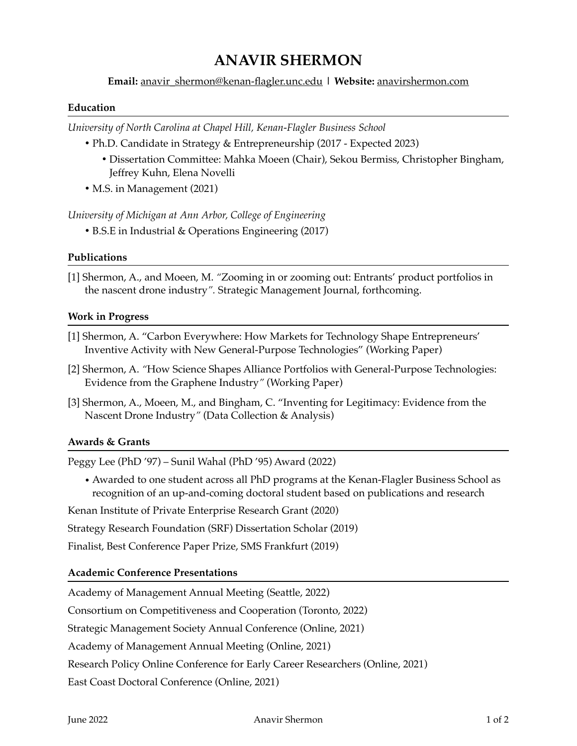# ANAVIR SHERMON

**Email:** anavir_shermon@kenan-flagler.unc.edu | **Website:** anavirshermon.com

## Education

*University of North Carolina at Chapel Hill, Kenan-Flagler Business School*

- Ph.D. Candidate in Strategy & Entrepreneurship (2017 - Expected 2023)
  - Dissertation Committee: Mahka Moeen (Chair), Sekou Bermiss, Christopher Bingham, Jeffrey Kuhn, Elena Novelli
- M.S. in Management (2021)

*University of Michigan at Ann Arbor, College of Engineering*

- B.S.E in Industrial & Operations Engineering (2017)

## Publications

[1] Shermon, A., and Moeen, M. "Zooming in or zooming out: Entrants' product portfolios in the nascent drone industry". Strategic Management Journal, forthcoming.

## Work in Progress

[1] Shermon, A. "Carbon Everywhere: How Markets for Technology Shape Entrepreneurs' Inventive Activity with New General-Purpose Technologies" (Working Paper)

[2] Shermon, A. "How Science Shapes Alliance Portfolios with General-Purpose Technologies: Evidence from the Graphene Industry" (Working Paper)

[3] Shermon, A., Moeen, M., and Bingham, C. "Inventing for Legitimacy: Evidence from the Nascent Drone Industry" (Data Collection & Analysis)

## Awards & Grants

Peggy Lee (PhD '97) – Sunil Wahal (PhD '95) Award (2022)

- Awarded to one student across all PhD programs at the Kenan-Flagler Business School as recognition of an up-and-coming doctoral student based on publications and research

Kenan Institute of Private Enterprise Research Grant (2020)

Strategy Research Foundation (SRF) Dissertation Scholar (2019)

Finalist, Best Conference Paper Prize, SMS Frankfurt (2019)

## Academic Conference Presentations

Academy of Management Annual Meeting (Seattle, 2022)

Consortium on Competitiveness and Cooperation (Toronto, 2022)

Strategic Management Society Annual Conference (Online, 2021)

Academy of Management Annual Meeting (Online, 2021)

Research Policy Online Conference for Early Career Researchers (Online, 2021)

East Coast Doctoral Conference (Online, 2021)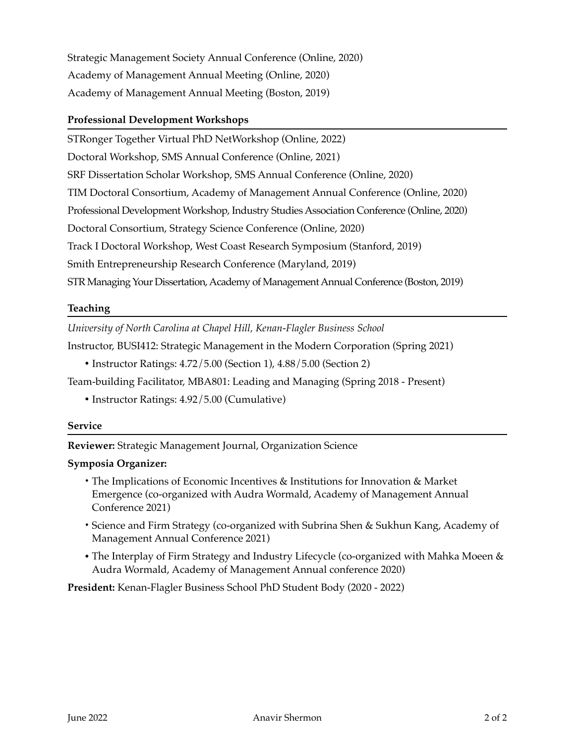Strategic Management Society Annual Conference (Online, 2020)

Academy of Management Annual Meeting (Online, 2020)

Academy of Management Annual Meeting (Boston, 2019)

## Professional Development Workshops

STRonger Together Virtual PhD NetWorkshop (Online, 2022)

Doctoral Workshop, SMS Annual Conference (Online, 2021)

SRF Dissertation Scholar Workshop, SMS Annual Conference (Online, 2020)

TIM Doctoral Consortium, Academy of Management Annual Conference (Online, 2020)

Professional Development Workshop, Industry Studies Association Conference (Online, 2020)

Doctoral Consortium, Strategy Science Conference (Online, 2020)

Track I Doctoral Workshop, West Coast Research Symposium (Stanford, 2019)

Smith Entrepreneurship Research Conference (Maryland, 2019)

STR Managing Your Dissertation, Academy of Management Annual Conference (Boston, 2019)

## Teaching

*University of North Carolina at Chapel Hill, Kenan-Flagler Business School*

Instructor, BUSI412: Strategic Management in the Modern Corporation (Spring 2021)

- Instructor Ratings: 4.72/5.00 (Section 1), 4.88/5.00 (Section 2)

Team-building Facilitator, MBA801: Leading and Managing (Spring 2018 - Present)

- Instructor Ratings: 4.92/5.00 (Cumulative)

## Service

**Reviewer:** Strategic Management Journal, Organization Science

**Symposia Organizer:**

- The Implications of Economic Incentives & Institutions for Innovation & Market Emergence (co-organized with Audra Wormald, Academy of Management Annual Conference 2021)
- Science and Firm Strategy (co-organized with Subrina Shen & Sukhun Kang, Academy of Management Annual Conference 2021)
- The Interplay of Firm Strategy and Industry Lifecycle (co-organized with Mahka Moeen & Audra Wormald, Academy of Management Annual conference 2020)

**President:** Kenan-Flagler Business School PhD Student Body (2020 - 2022)